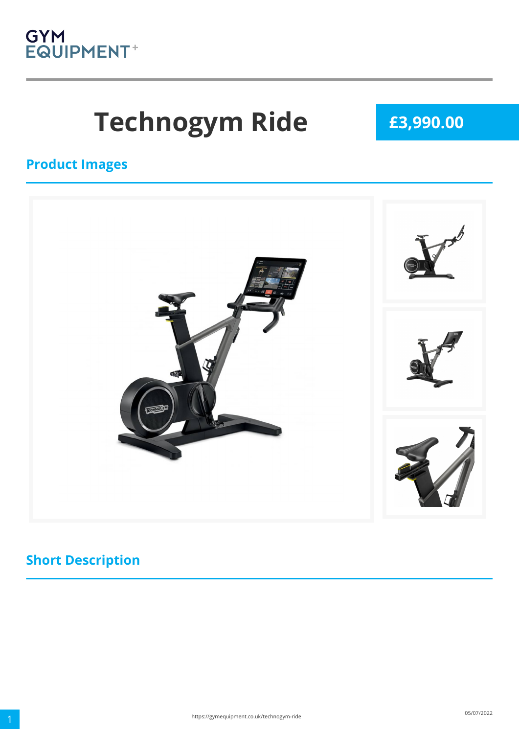GYM EQUIPMENT+

# Technogym Ride

**£3,990.00**

## Product Images

## Short Description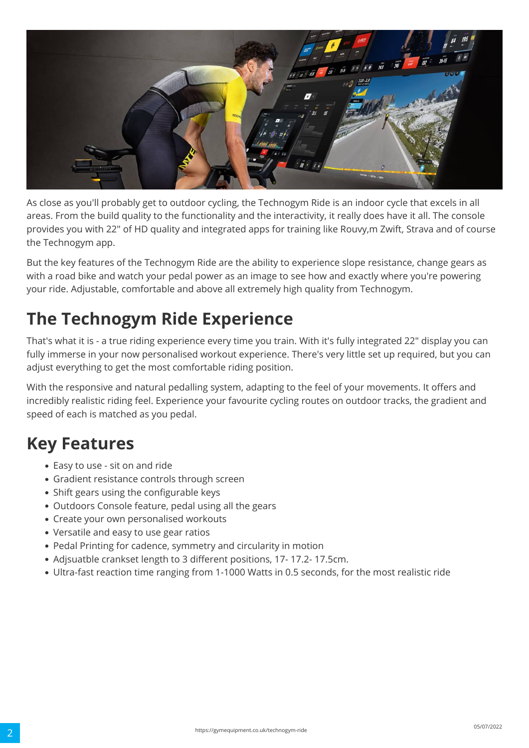As close as you'll probably get to outdoor cycling, the Technogym Ride is an indoor cycle that excels in all areas. From the build quality to the functionality and the interactivity, it really does have it all. The console provides you with 22" of HD quality and integrated apps for training like Rouvy,m Zwift, Strava and of course the Technogym app.

But the key features of the Technogym Ride are the ability to experience slope resistance, change gears as with a road bike and watch your pedal power as an image to see how and exactly where you're powering your ride. Adjustable, comfortable and above all extremely high quality from Technogym.

## The Technogym Ride Experience

That's what it is - a true riding experience every time you train. With it's fully integrated 22" display you can fully immerse in your now personalised workout experience. There's very little set up required, but you can adjust everything to get the most comfortable riding position.

With the responsive and natural pedalling system, adapting to the feel of your movements. It offers and incredibly realistic riding feel. Experience your favourite cycling routes on outdoor tracks, the gradient and speed of each is matched as you pedal.

## Key Features

- Easy to use - sit on and ride
- Gradient resistance controls through screen
- Shift gears using the configurable keys
- Outdoors Console feature, pedal using all the gears
- Create your own personalised workouts
- Versatile and easy to use gear ratios
- Pedal Printing for cadence, symmetry and circularity in motion
- Adjsuatble crankset length to 3 different positions, 17- 17.2- 17.5cm.
- Ultra-fast reaction time ranging from 1-1000 Watts in 0.5 seconds, for the most realistic ride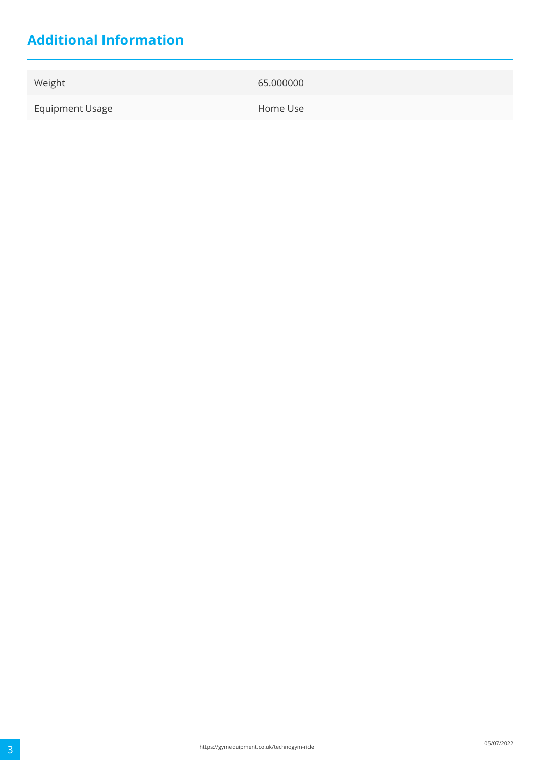## Additional Information

| | |
|---|---|
| Weight | 65.000000 |
| Equipment Usage | Home Use |